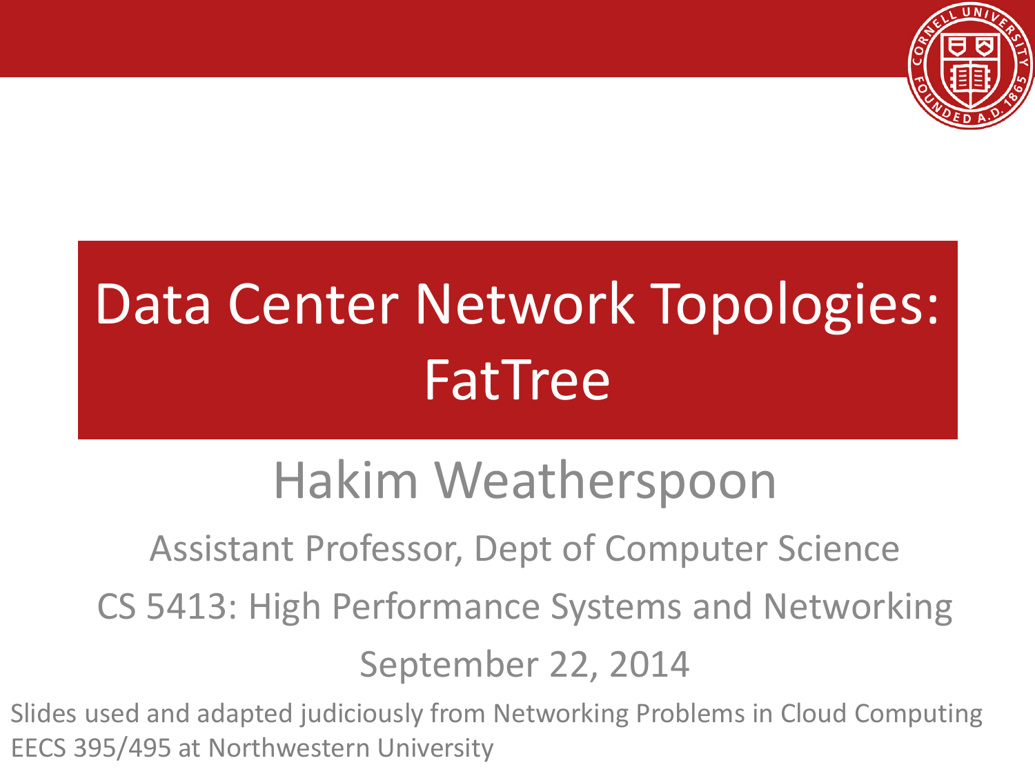# Data Center Network Topologies: FatTree

## Hakim Weatherspoon

Assistant Professor, Dept of Computer Science

CS 5413: High Performance Systems and Networking

September 22, 2014

Slides used and adapted judiciously from Networking Problems in Cloud Computing EECS 395/495 at Northwestern University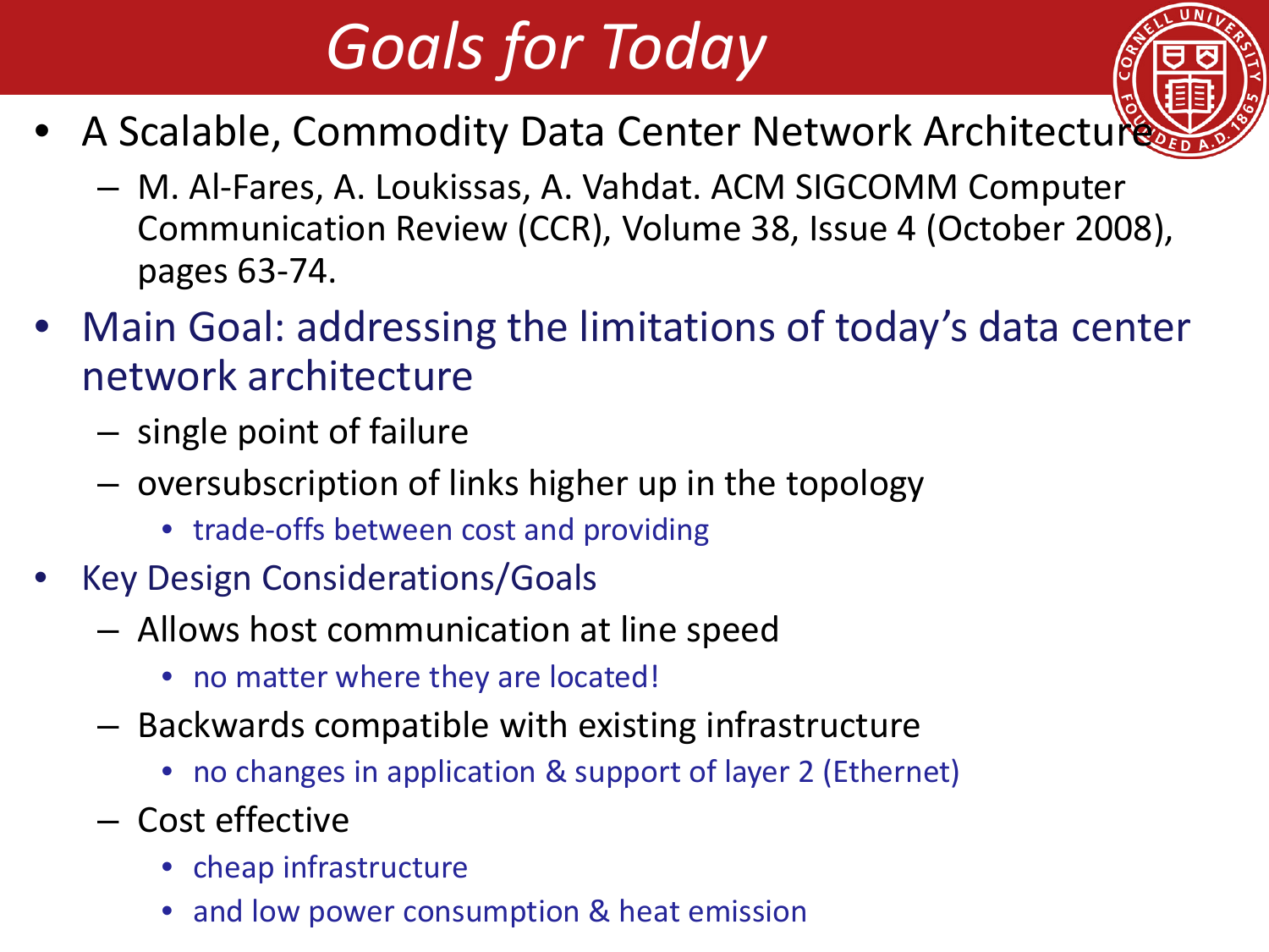# *Goals for Today*

- A Scalable, Commodity Data Center Network Architecture
  - M. Al-Fares, A. Loukissas, A. Vahdat. ACM SIGCOMM Computer Communication Review (CCR), Volume 38, Issue 4 (October 2008), pages 63-74.
- Main Goal: addressing the limitations of today's data center network architecture
  - single point of failure
  - oversubscription of links higher up in the topology
    - trade-offs between cost and providing
- Key Design Considerations/Goals
  - Allows host communication at line speed
    - no matter where they are located!
  - Backwards compatible with existing infrastructure
    - no changes in application & support of layer 2 (Ethernet)
  - Cost effective
    - cheap infrastructure
    - and low power consumption & heat emission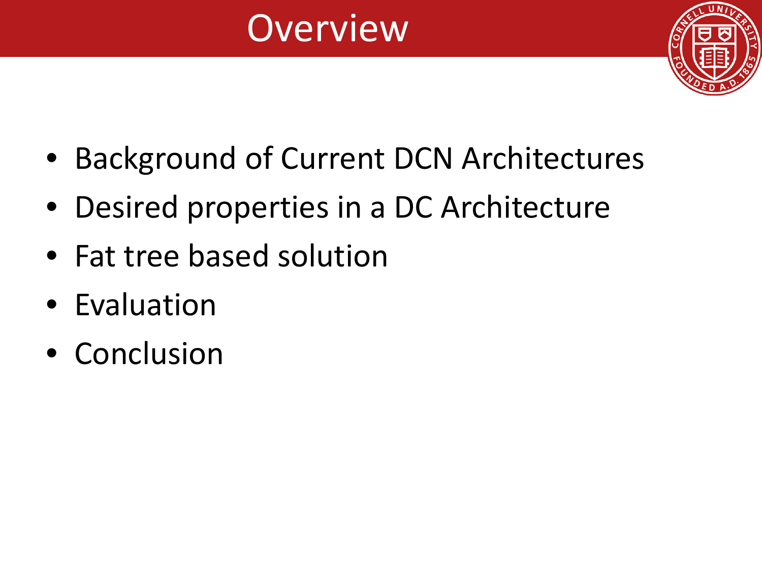# Overview

- Background of Current DCN Architectures
- Desired properties in a DC Architecture
- Fat tree based solution
- Evaluation
- Conclusion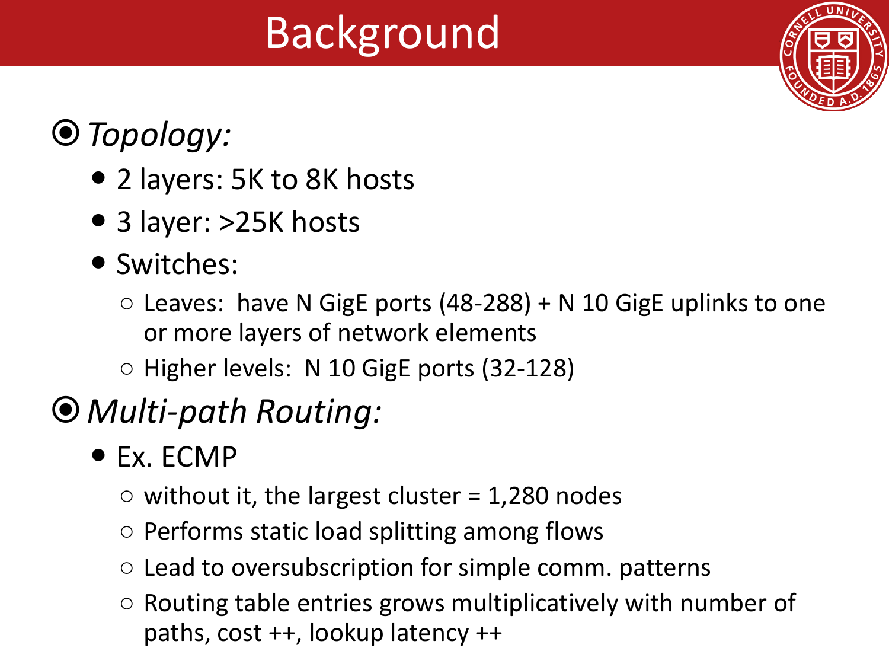# Background

- *Topology:*
  - 2 layers: 5K to 8K hosts
  - 3 layer: >25K hosts
  - Switches:
    - Leaves: have N GigE ports (48-288) + N 10 GigE uplinks to one or more layers of network elements
    - Higher levels: N 10 GigE ports (32-128)
- *Multi-path Routing:*
  - Ex. ECMP
    - without it, the largest cluster = 1,280 nodes
    - Performs static load splitting among flows
    - Lead to oversubscription for simple comm. patterns
    - Routing table entries grows multiplicatively with number of paths, cost ++, lookup latency ++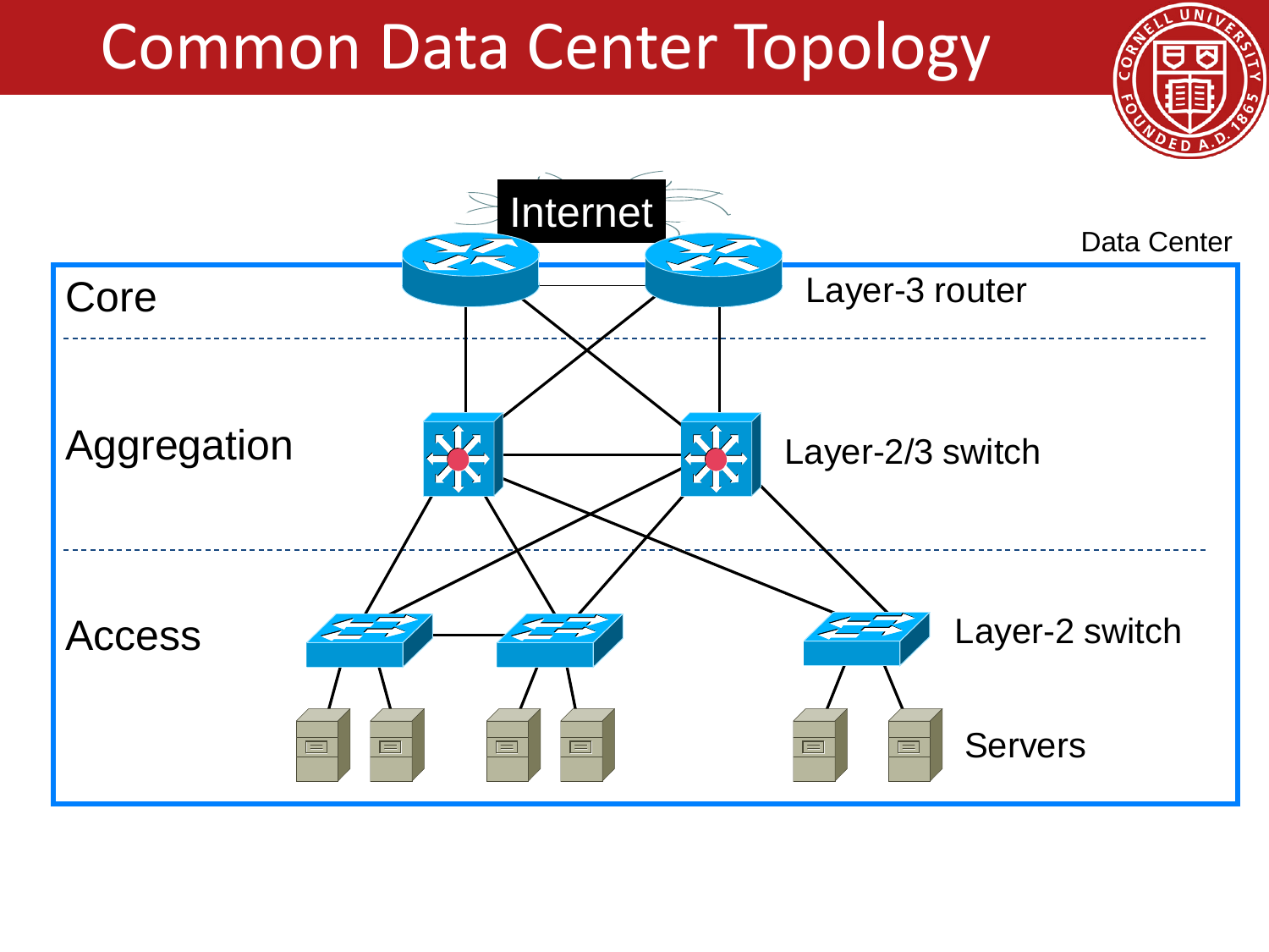# Common Data Center Topology

Internet

Data Center

Core

Layer-3 router

Aggregation

Layer-2/3 switch

Access

Layer-2 switch

Servers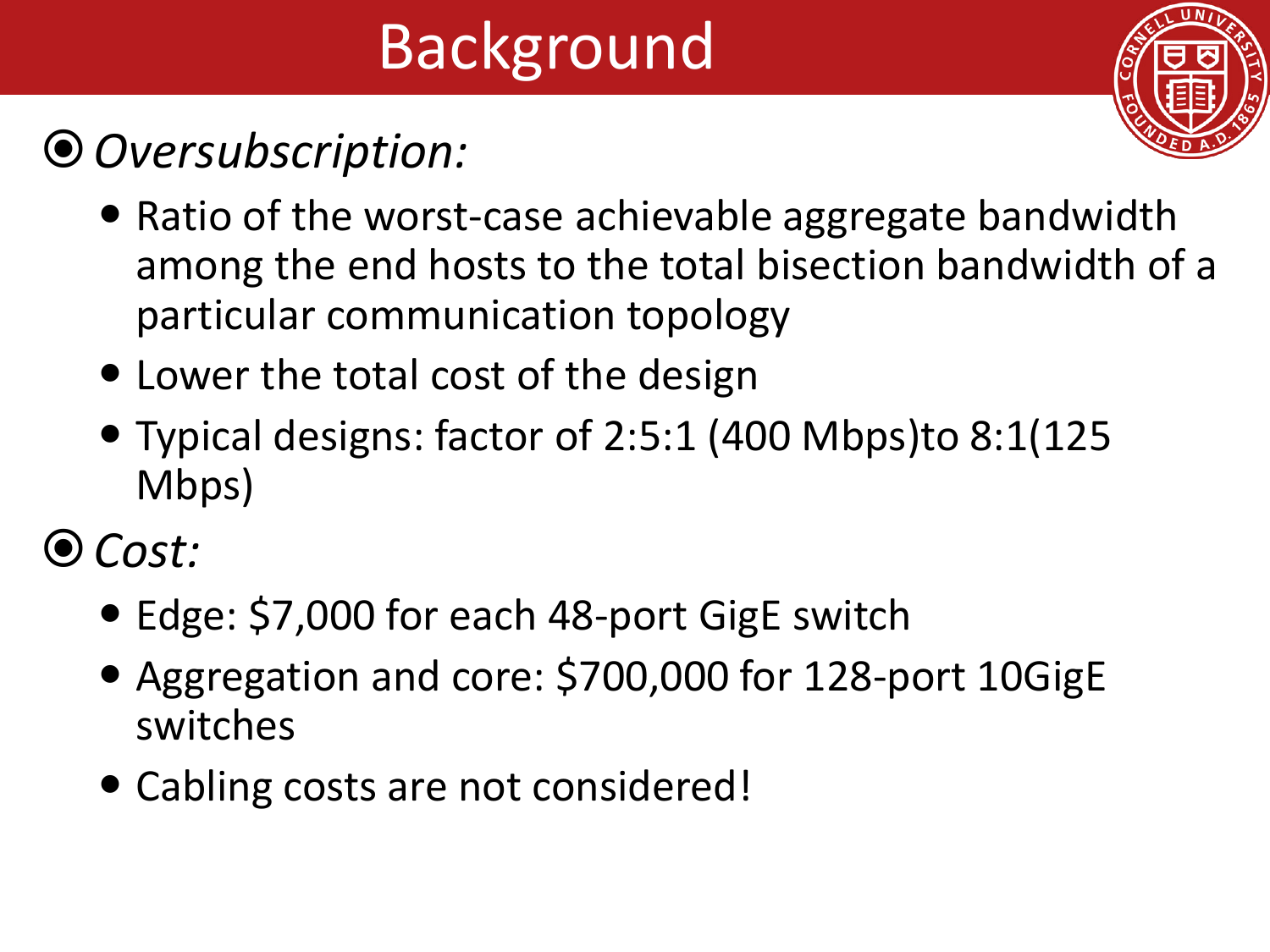# Background

- *Oversubscription:*
  - Ratio of the worst-case achievable aggregate bandwidth among the end hosts to the total bisection bandwidth of a particular communication topology
  - Lower the total cost of the design
  - Typical designs: factor of 2:5:1 (400 Mbps)to 8:1(125 Mbps)
- *Cost:*
  - Edge: $7,000 for each 48-port GigE switch
  - Aggregation and core: $700,000 for 128-port 10GigE switches
  - Cabling costs are not considered!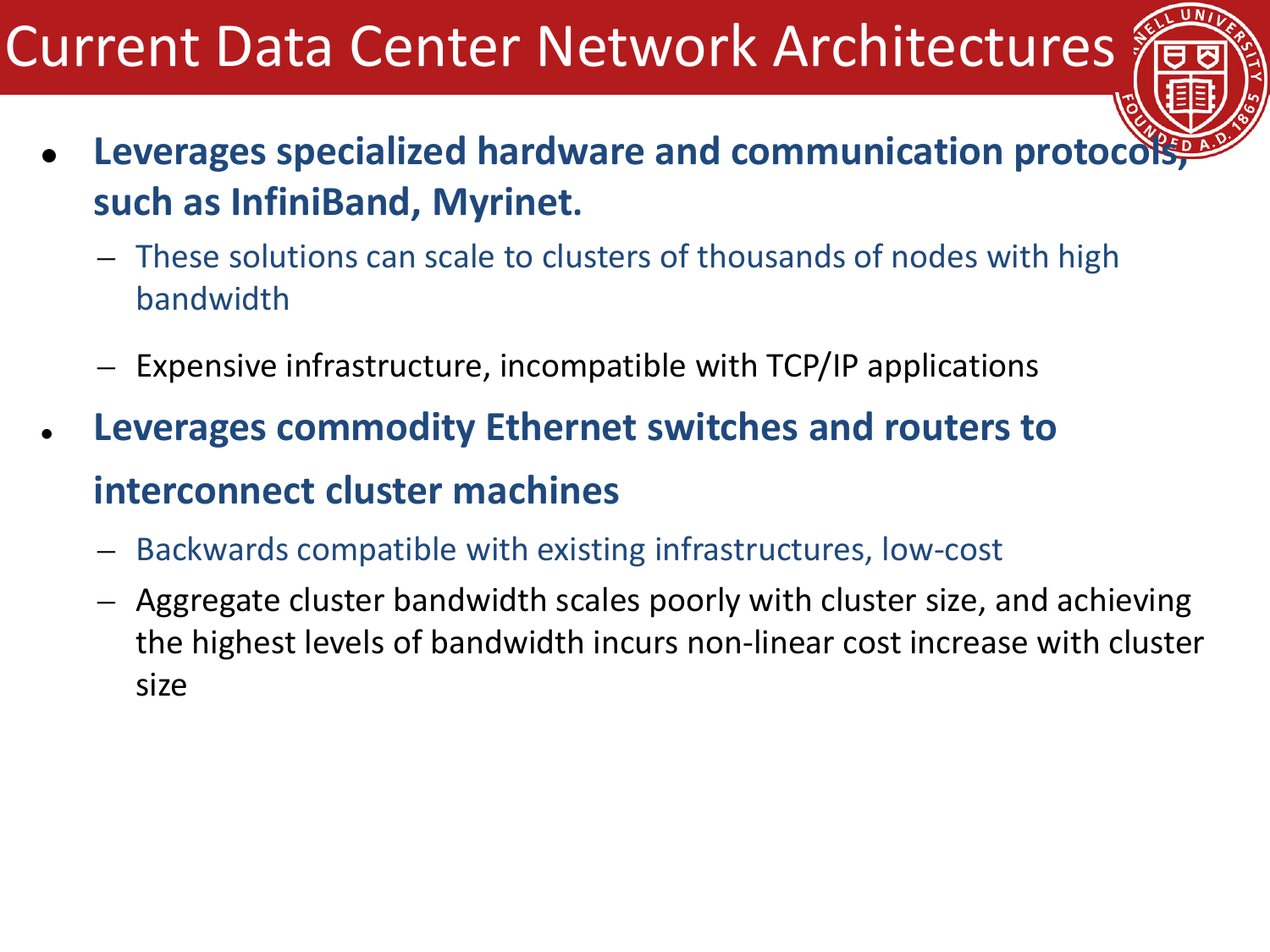# Current Data Center Network Architectures

- **Leverages specialized hardware and communication protocols, such as InfiniBand, Myrinet.**
  - These solutions can scale to clusters of thousands of nodes with high bandwidth
  - Expensive infrastructure, incompatible with TCP/IP applications
- **Leverages commodity Ethernet switches and routers to interconnect cluster machines**
  - Backwards compatible with existing infrastructures, low-cost
  - Aggregate cluster bandwidth scales poorly with cluster size, and achieving the highest levels of bandwidth incurs non-linear cost increase with cluster size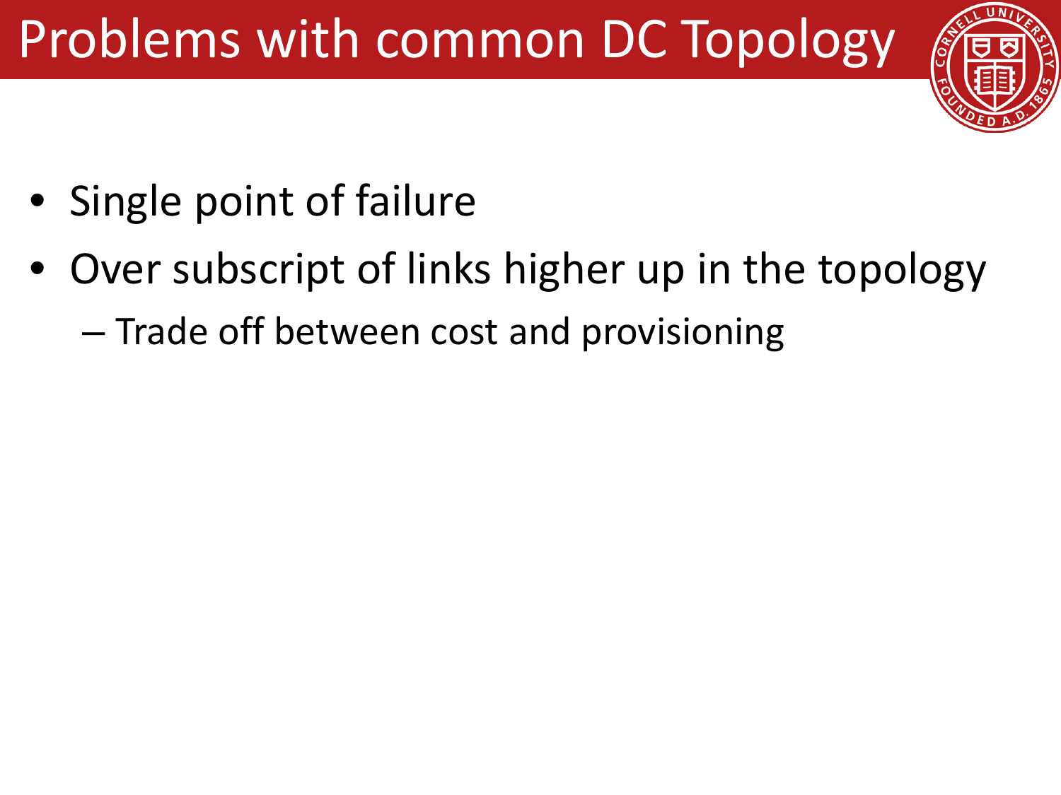# Problems with common DC Topology

- Single point of failure
- Over subscript of links higher up in the topology
  - Trade off between cost and provisioning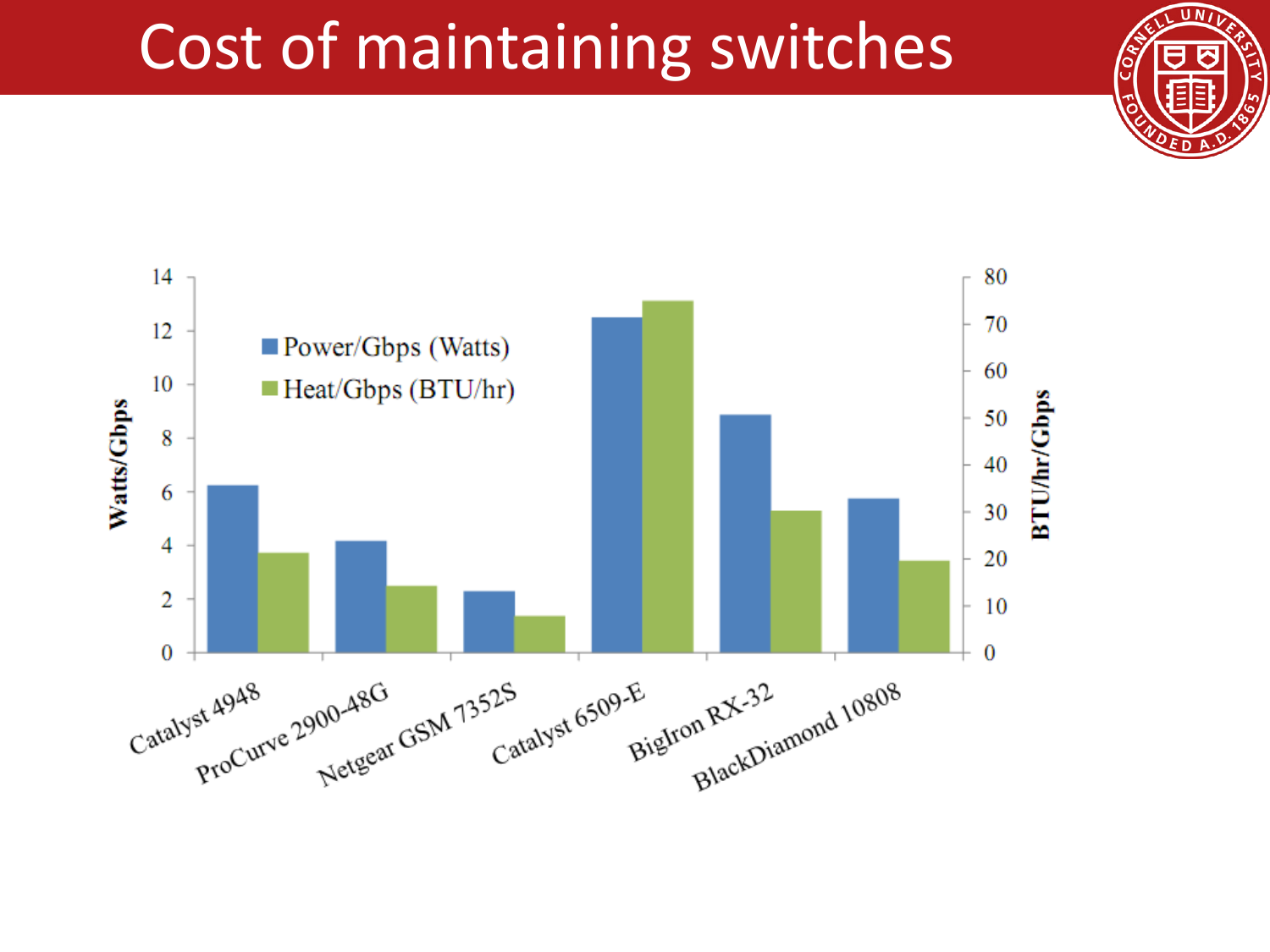# Cost of maintaining switches

| Switch | Power/Gbps (Watts) | Heat/Gbps (BTU/hr) |
|---|---|---|
| Catalyst 4948 | ~6.2 | ~21 |
| ProCurve 2900-48G | ~4.1 | ~14 |
| Netgear GSM 7352S | ~2.3 | ~8 |
| Catalyst 6509-E | ~12.5 | ~75 |
| BigIron RX-32 | ~8.9 | ~30 |
| BlackDiamond 10808 | ~5.7 | ~19.5 |

Left axis: Watts/Gbps (0–14). Right axis: BTU/hr/Gbps (0–80). Values are approximate readings from the bar chart.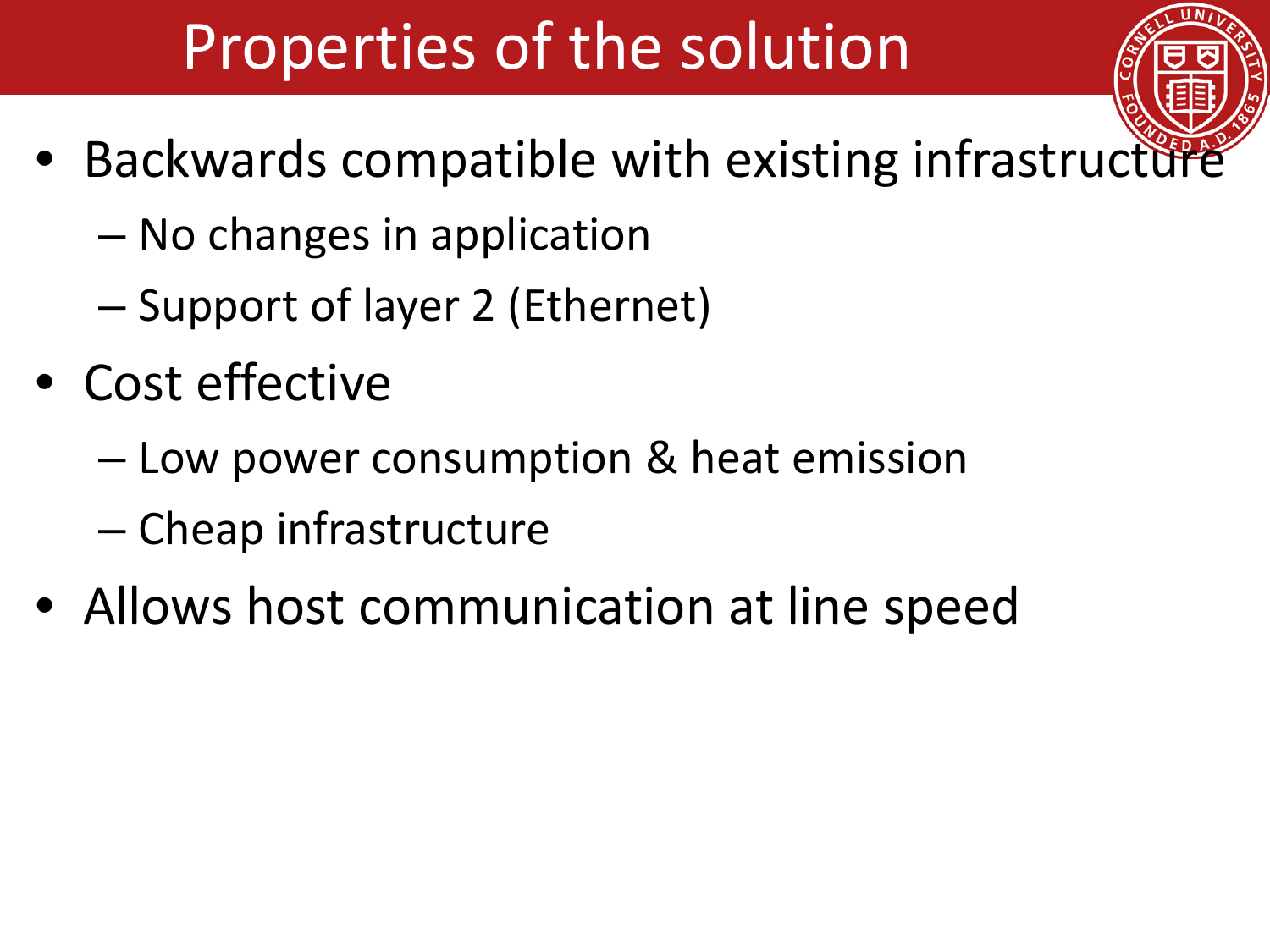# Properties of the solution

- Backwards compatible with existing infrastructure
  - No changes in application
  - Support of layer 2 (Ethernet)
- Cost effective
  - Low power consumption & heat emission
  - Cheap infrastructure
- Allows host communication at line speed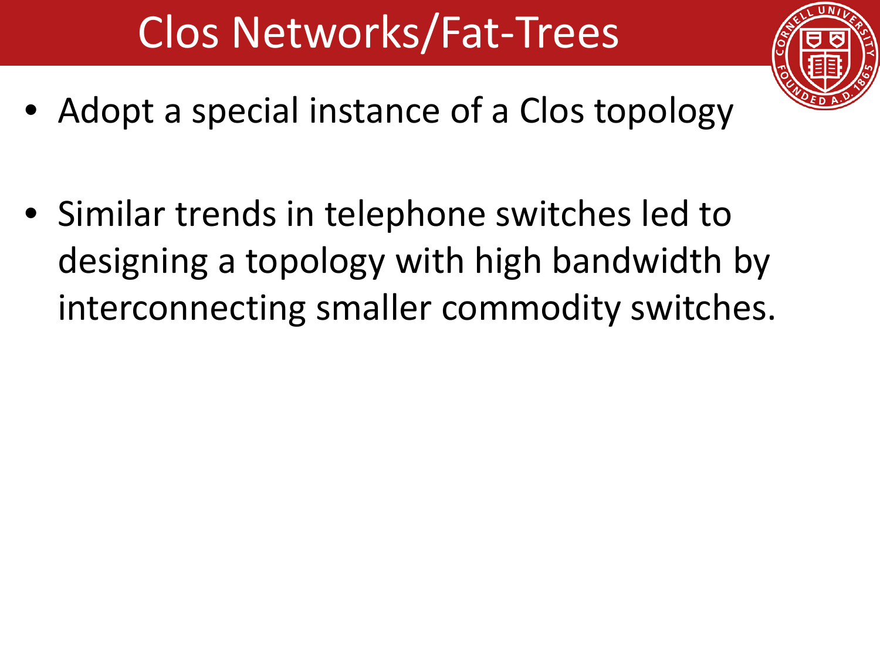# Clos Networks/Fat-Trees

- Adopt a special instance of a Clos topology

- Similar trends in telephone switches led to designing a topology with high bandwidth by interconnecting smaller commodity switches.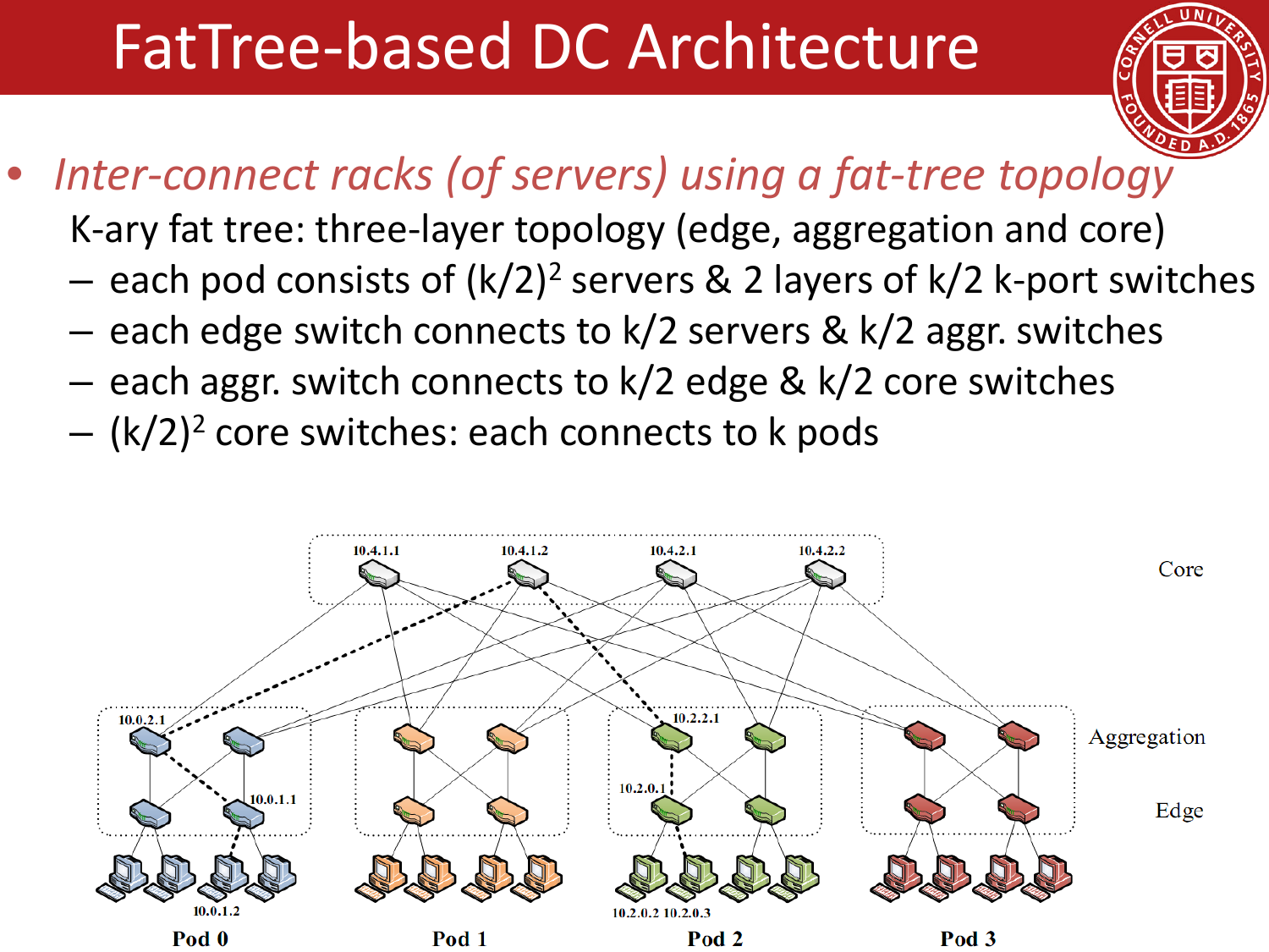# FatTree-based DC Architecture

- *Inter-connect racks (of servers) using a fat-tree topology*

  K-ary fat tree: three-layer topology (edge, aggregation and core)

  – each pod consists of $(k/2)^2$ servers & 2 layers of k/2 k-port switches

  – each edge switch connects to k/2 servers & k/2 aggr. switches

  – each aggr. switch connects to k/2 edge & k/2 core switches

  – $(k/2)^2$ core switches: each connects to k pods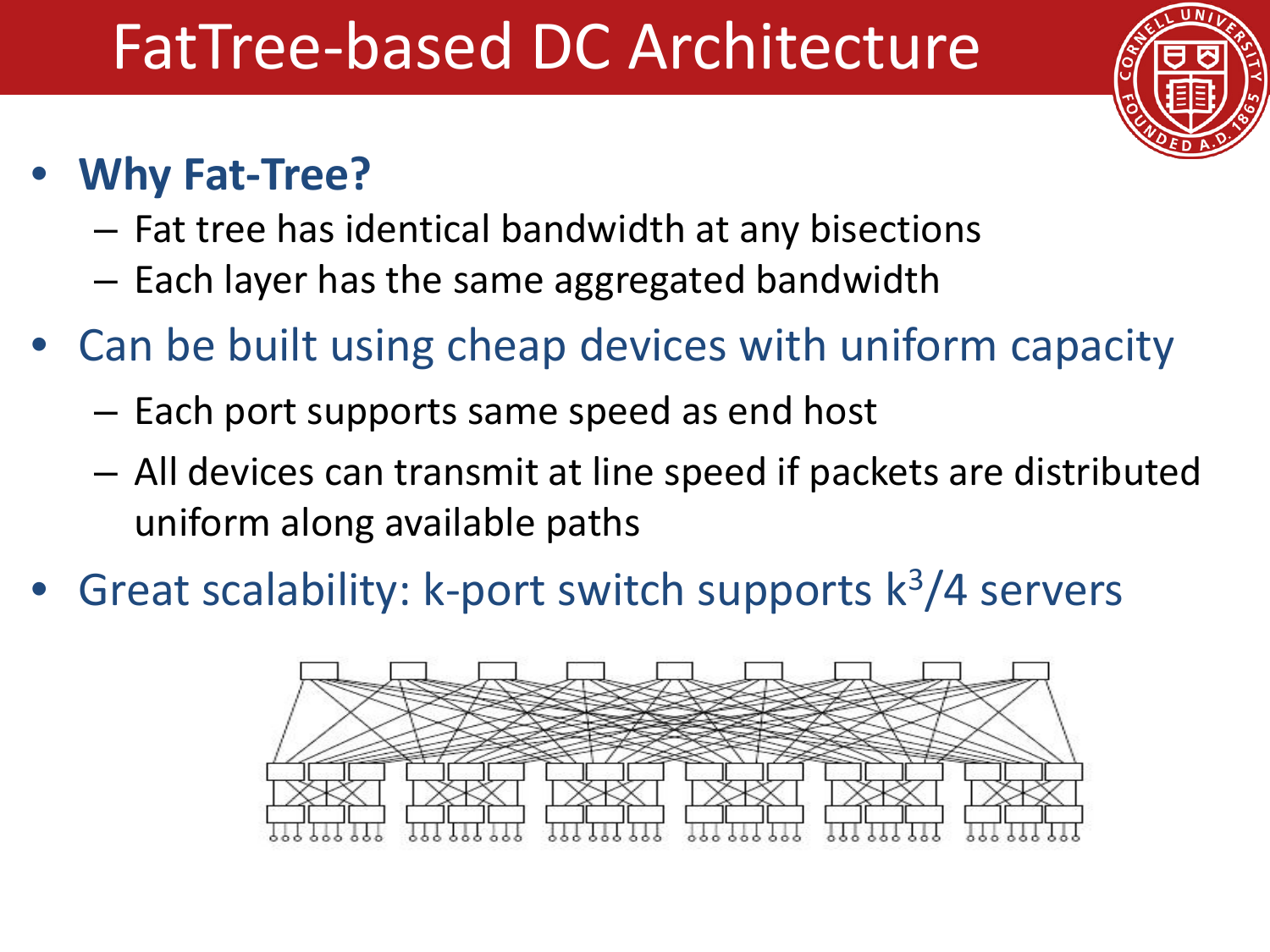# FatTree-based DC Architecture

- **Why Fat-Tree?**
  - Fat tree has identical bandwidth at any bisections
  - Each layer has the same aggregated bandwidth
- Can be built using cheap devices with uniform capacity
  - Each port supports same speed as end host
  - All devices can transmit at line speed if packets are distributed uniform along available paths
- Great scalability: k-port switch supports $k^3/4$ servers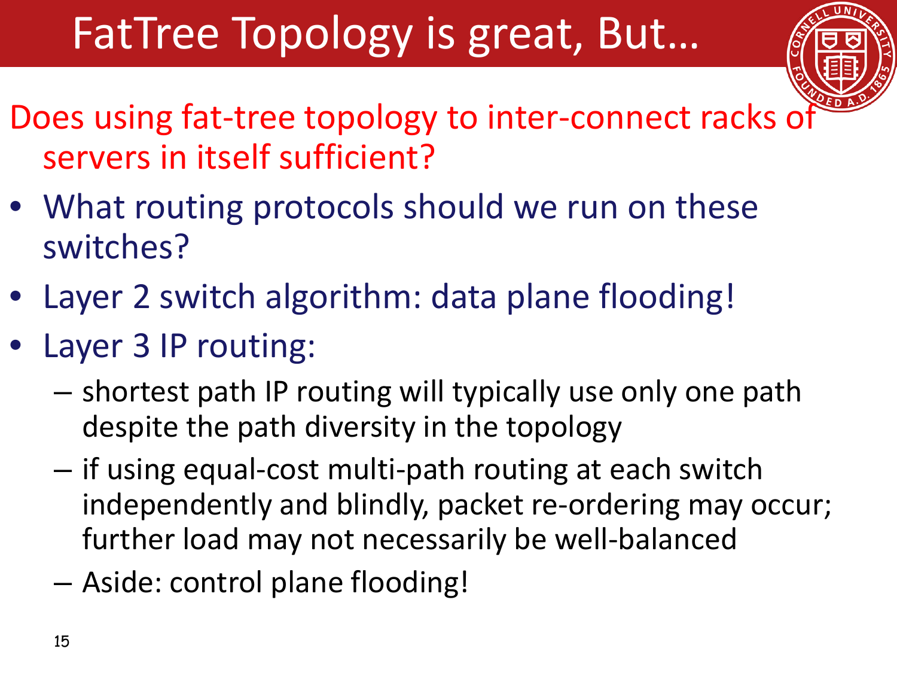# FatTree Topology is great, But…

Does using fat-tree topology to inter-connect racks of servers in itself sufficient?

- What routing protocols should we run on these switches?
- Layer 2 switch algorithm: data plane flooding!
- Layer 3 IP routing:
  - shortest path IP routing will typically use only one path despite the path diversity in the topology
  - if using equal-cost multi-path routing at each switch independently and blindly, packet re-ordering may occur; further load may not necessarily be well-balanced
  - Aside: control plane flooding!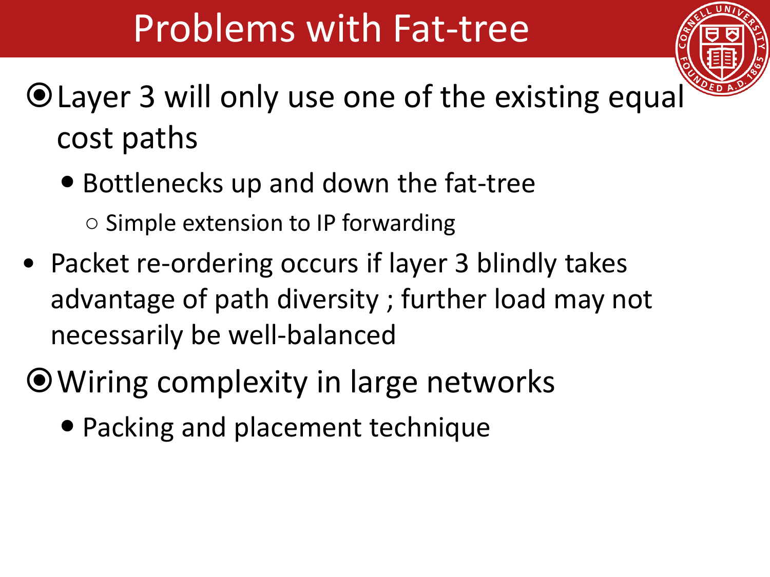# Problems with Fat-tree

- Layer 3 will only use one of the existing equal cost paths
  - Bottlenecks up and down the fat-tree
    - Simple extension to IP forwarding
- Packet re-ordering occurs if layer 3 blindly takes advantage of path diversity ; further load may not necessarily be well-balanced
- Wiring complexity in large networks
  - Packing and placement technique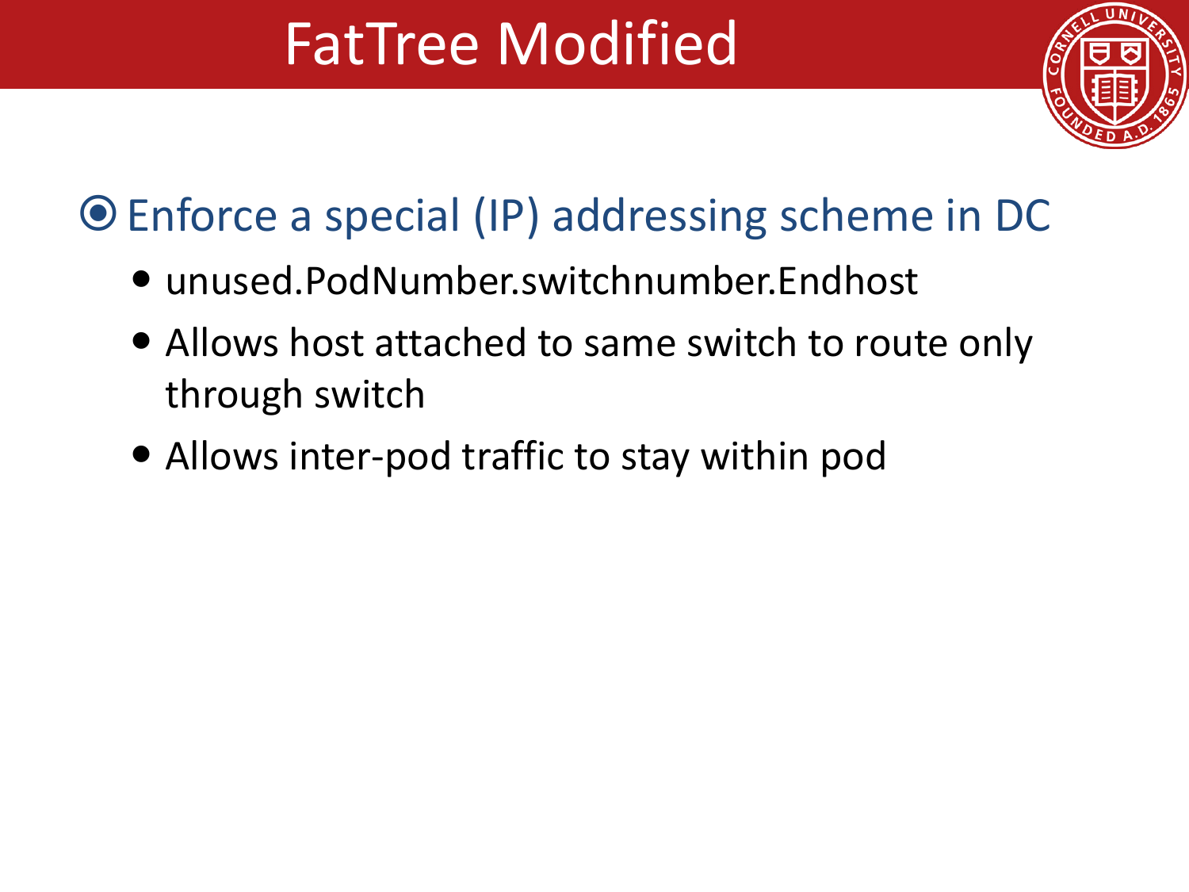# FatTree Modified

- Enforce a special (IP) addressing scheme in DC
  - unused.PodNumber.switchnumber.Endhost
  - Allows host attached to same switch to route only through switch
  - Allows inter-pod traffic to stay within pod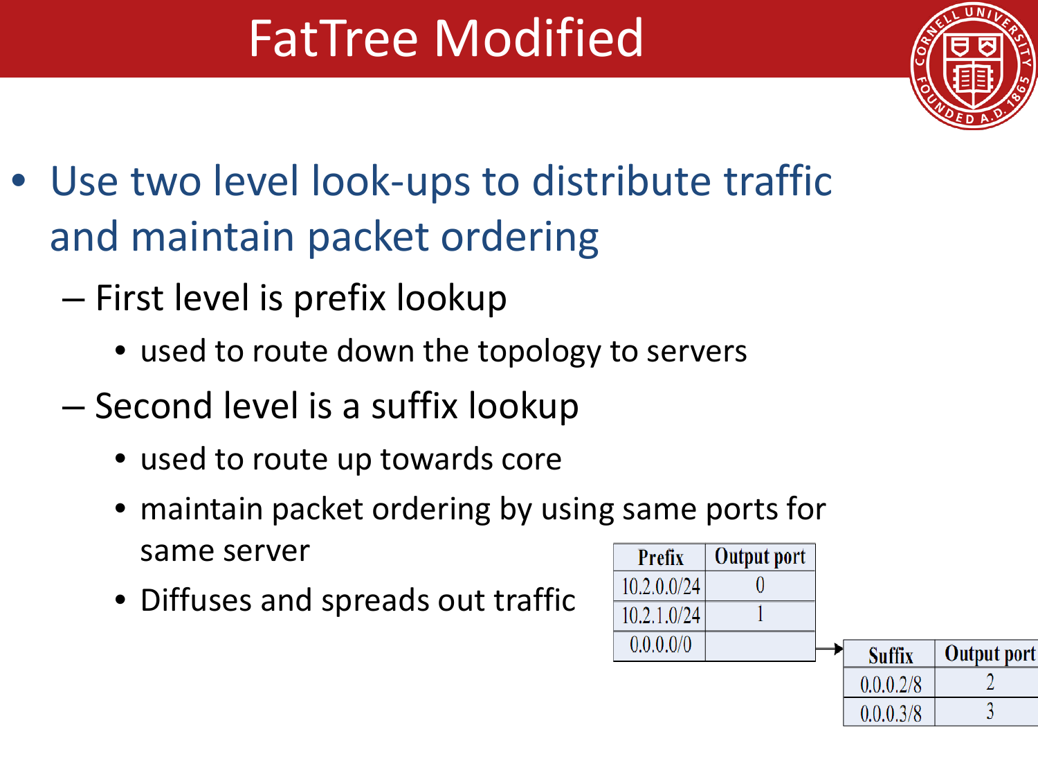# FatTree Modified

- Use two level look-ups to distribute traffic and maintain packet ordering
  - First level is prefix lookup
    - used to route down the topology to servers
  - Second level is a suffix lookup
    - used to route up towards core
    - maintain packet ordering by using same ports for same server
    - Diffuses and spreads out traffic

| Prefix | Output port |
| --- | --- |
| 10.2.0.0/24 | 0 |
| 10.2.1.0/24 | 1 |
| 0.0.0.0/0 | |

| Suffix | Output port |
| --- | --- |
| 0.0.0.2/8 | 2 |
| 0.0.0.3/8 | 3 |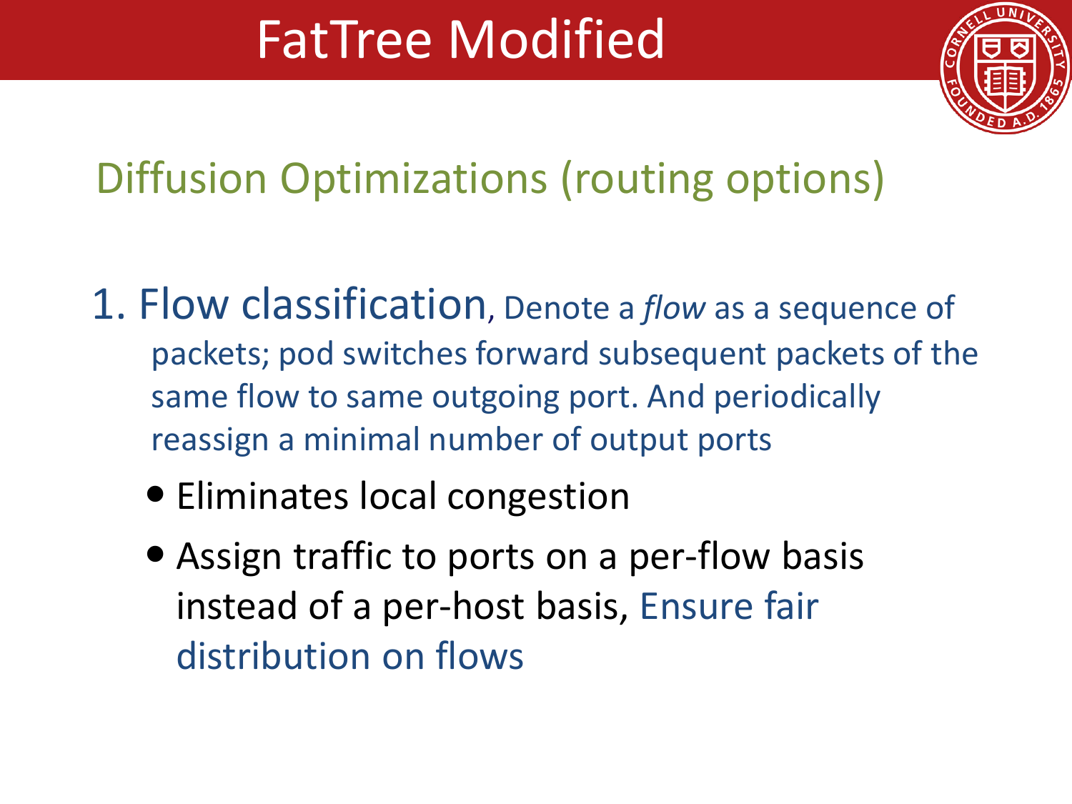# FatTree Modified

## Diffusion Optimizations (routing options)

1. Flow classification, Denote a *flow* as a sequence of packets; pod switches forward subsequent packets of the same flow to same outgoing port. And periodically reassign a minimal number of output ports
    - Eliminates local congestion
    - Assign traffic to ports on a per-flow basis instead of a per-host basis, Ensure fair distribution on flows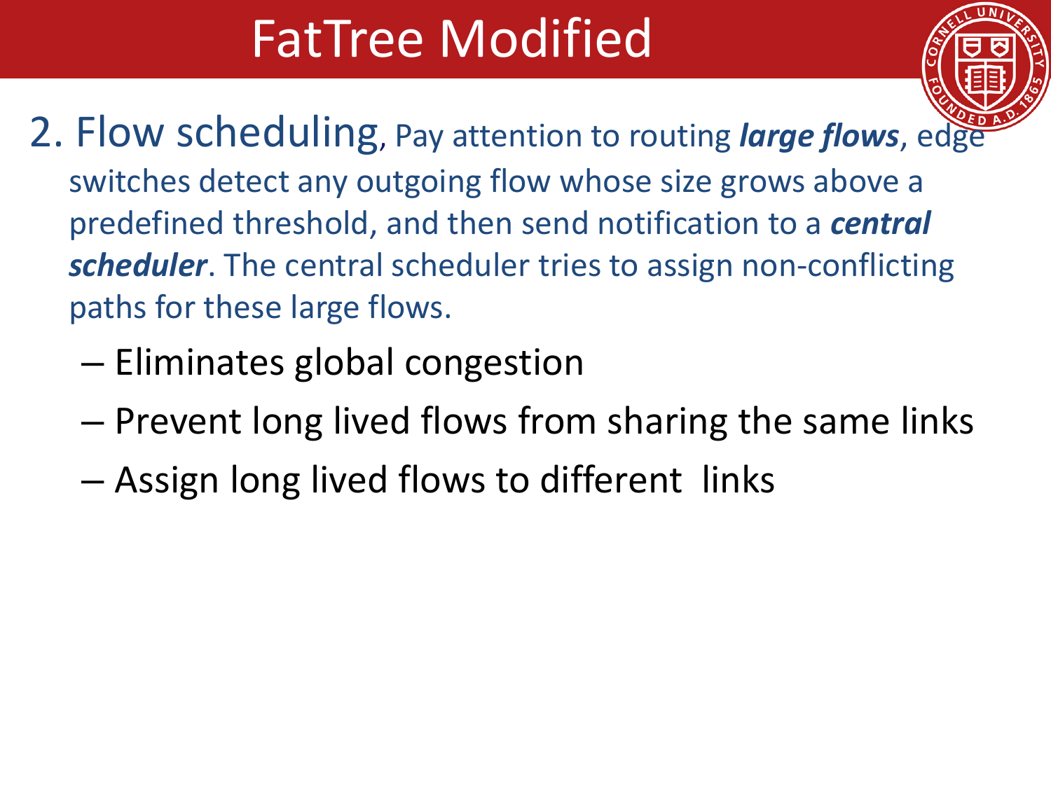# FatTree Modified

2. Flow scheduling, Pay attention to routing ***large flows***, edge switches detect any outgoing flow whose size grows above a predefined threshold, and then send notification to a ***central scheduler***. The central scheduler tries to assign non-conflicting paths for these large flows.
   - Eliminates global congestion
   - Prevent long lived flows from sharing the same links
   - Assign long lived flows to different links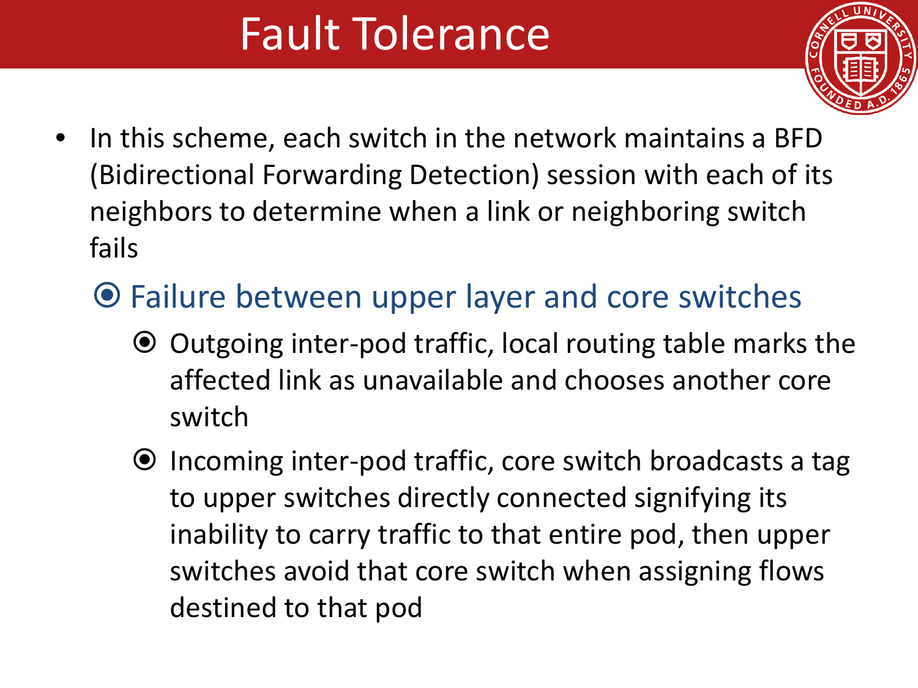# Fault Tolerance

- In this scheme, each switch in the network maintains a BFD (Bidirectional Forwarding Detection) session with each of its neighbors to determine when a link or neighboring switch fails
  - Failure between upper layer and core switches
    - Outgoing inter-pod traffic, local routing table marks the affected link as unavailable and chooses another core switch
    - Incoming inter-pod traffic, core switch broadcasts a tag to upper switches directly connected signifying its inability to carry traffic to that entire pod, then upper switches avoid that core switch when assigning flows destined to that pod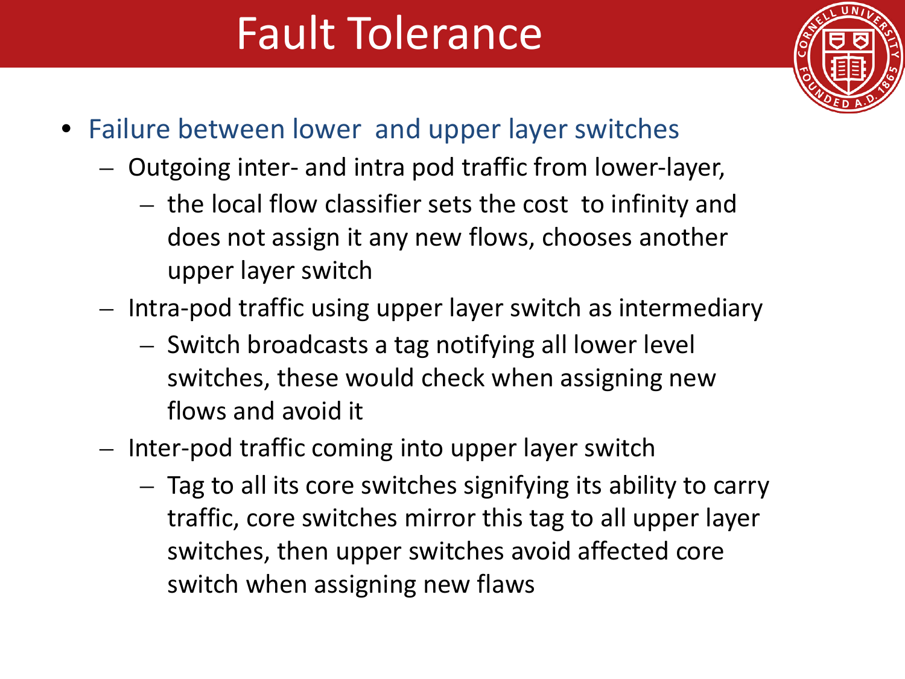# Fault Tolerance

- Failure between lower  and upper layer switches
  - Outgoing inter- and intra pod traffic from lower-layer,
    - the local flow classifier sets the cost  to infinity and does not assign it any new flows, chooses another upper layer switch
  - Intra-pod traffic using upper layer switch as intermediary
    - Switch broadcasts a tag notifying all lower level switches, these would check when assigning new flows and avoid it
  - Inter-pod traffic coming into upper layer switch
    - Tag to all its core switches signifying its ability to carry traffic, core switches mirror this tag to all upper layer switches, then upper switches avoid affected core switch when assigning new flaws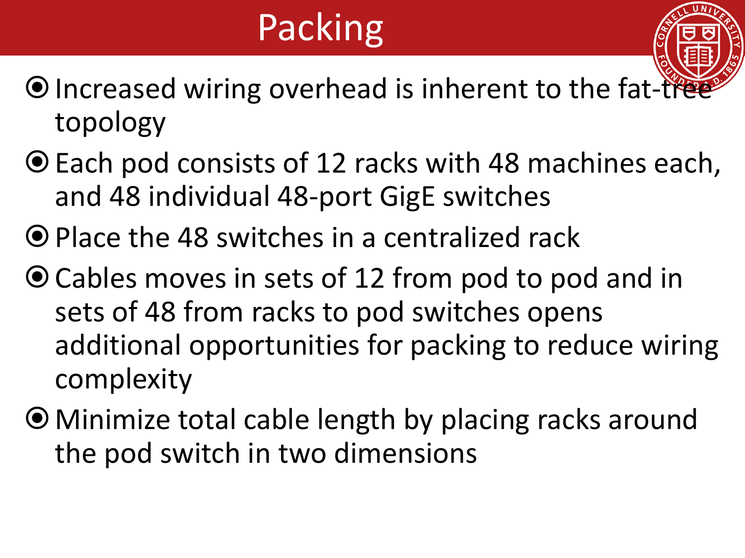# Packing

- Increased wiring overhead is inherent to the fat-tree topology
- Each pod consists of 12 racks with 48 machines each, and 48 individual 48-port GigE switches
- Place the 48 switches in a centralized rack
- Cables moves in sets of 12 from pod to pod and in sets of 48 from racks to pod switches opens additional opportunities for packing to reduce wiring complexity
- Minimize total cable length by placing racks around the pod switch in two dimensions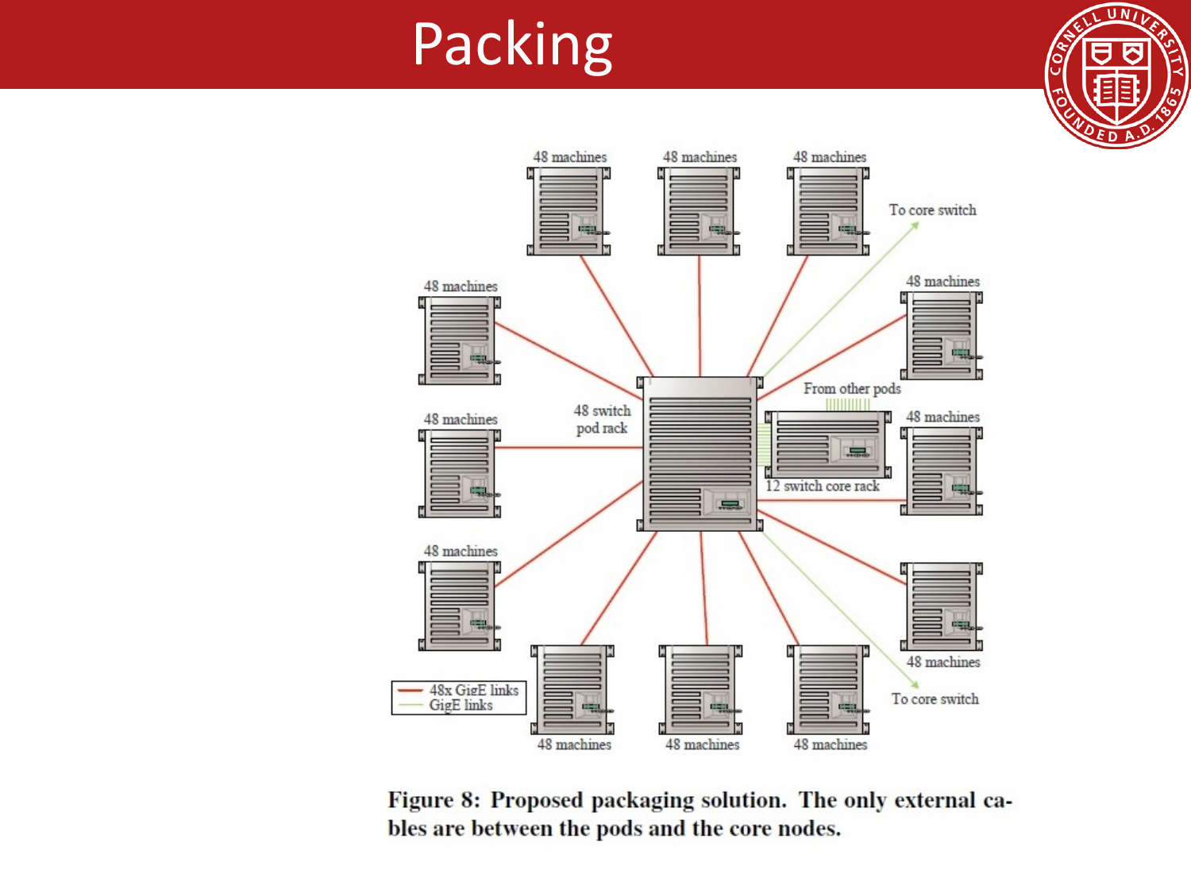# Packing

48 machines

48 machines

48 machines

To core switch

48 machines

48 machines

From other pods

48 switch pod rack

48 machines

12 switch core rack

48 machines

48 machines

48 machines

48x GigE links

GigE links

48 machines

48 machines

48 machines

To core switch

Figure 8: Proposed packaging solution. The only external cables are between the pods and the core nodes.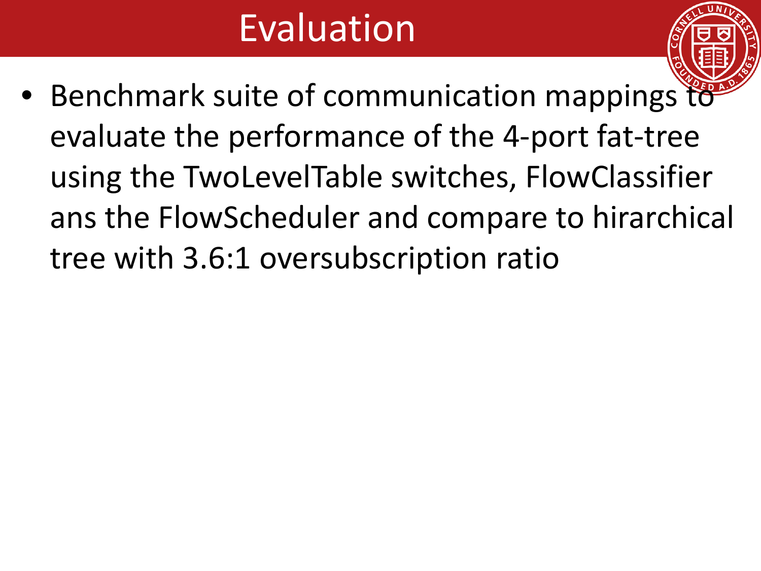# Evaluation

- Benchmark suite of communication mappings to evaluate the performance of the 4-port fat-tree using the TwoLevelTable switches, FlowClassifier ans the FlowScheduler and compare to hirarchical tree with 3.6:1 oversubscription ratio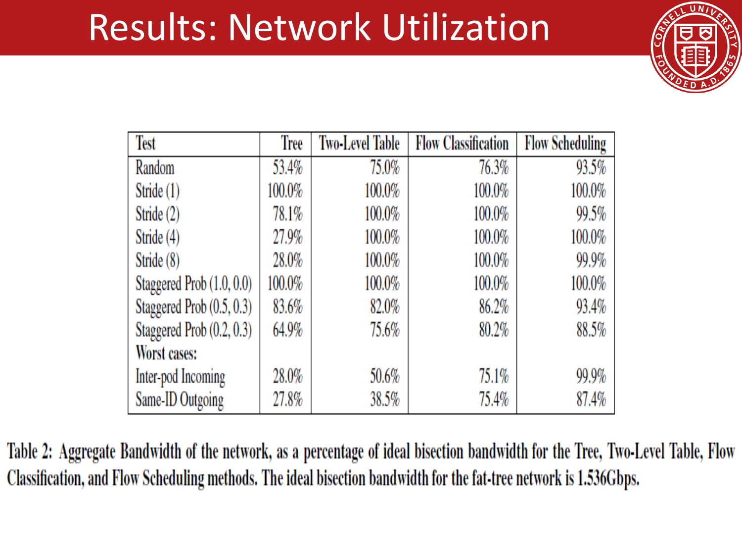# Results: Network Utilization

| Test | Tree | Two-Level Table | Flow Classification | Flow Scheduling |
|---|---|---|---|---|
| Random | 53.4% | 75.0% | 76.3% | 93.5% |
| Stride (1) | 100.0% | 100.0% | 100.0% | 100.0% |
| Stride (2) | 78.1% | 100.0% | 100.0% | 99.5% |
| Stride (4) | 27.9% | 100.0% | 100.0% | 100.0% |
| Stride (8) | 28.0% | 100.0% | 100.0% | 99.9% |
| Staggered Prob (1.0, 0.0) | 100.0% | 100.0% | 100.0% | 100.0% |
| Staggered Prob (0.5, 0.3) | 83.6% | 82.0% | 86.2% | 93.4% |
| Staggered Prob (0.2, 0.3) | 64.9% | 75.6% | 80.2% | 88.5% |
| Worst cases: | | | | |
| Inter-pod Incoming | 28.0% | 50.6% | 75.1% | 99.9% |
| Same-ID Outgoing | 27.8% | 38.5% | 75.4% | 87.4% |

Table 2: Aggregate Bandwidth of the network, as a percentage of ideal bisection bandwidth for the Tree, Two-Level Table, Flow Classification, and Flow Scheduling methods. The ideal bisection bandwidth for the fat-tree network is 1.536Gbps.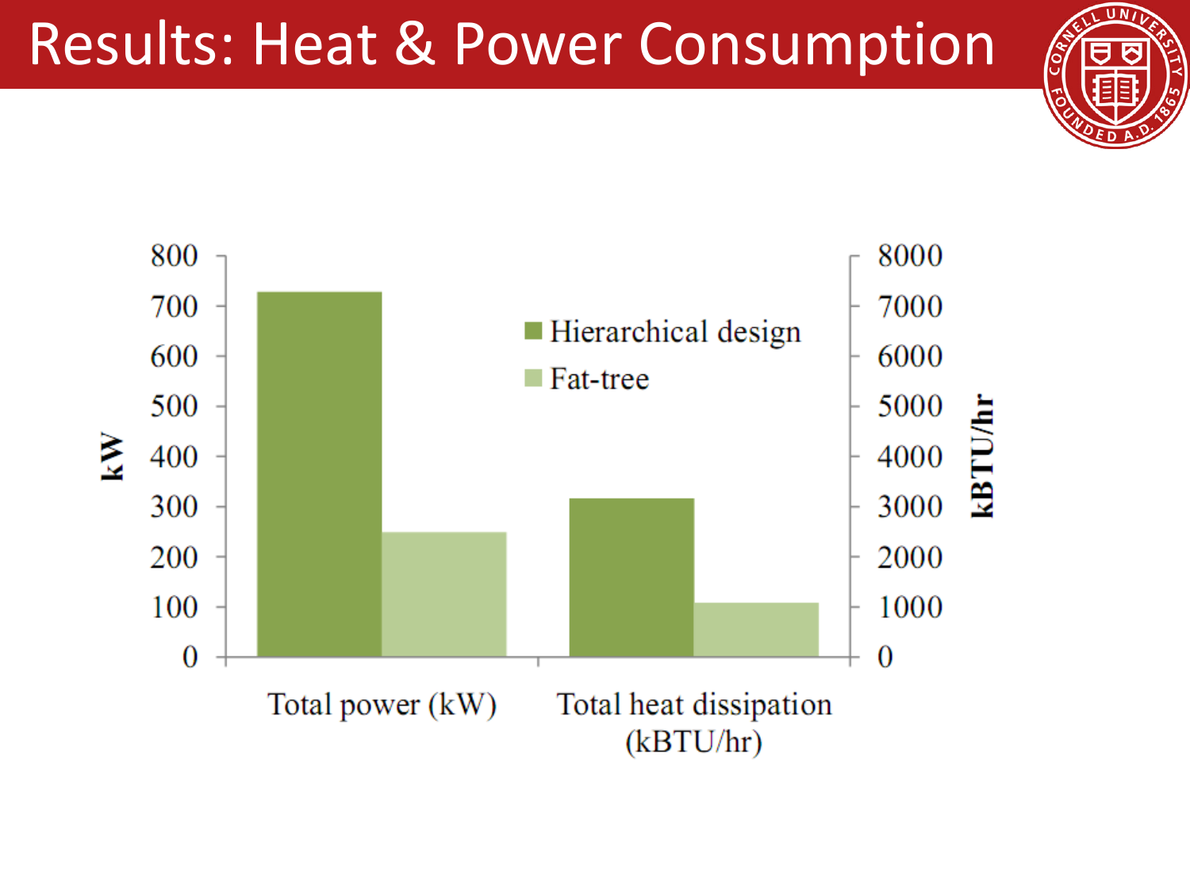# Results: Heat & Power Consumption

| | Hierarchical design | Fat-tree |
|---|---|---|
| Total power (kW) | ~730 | ~250 |
| Total heat dissipation (kBTU/hr) | ~3150 | ~1100 |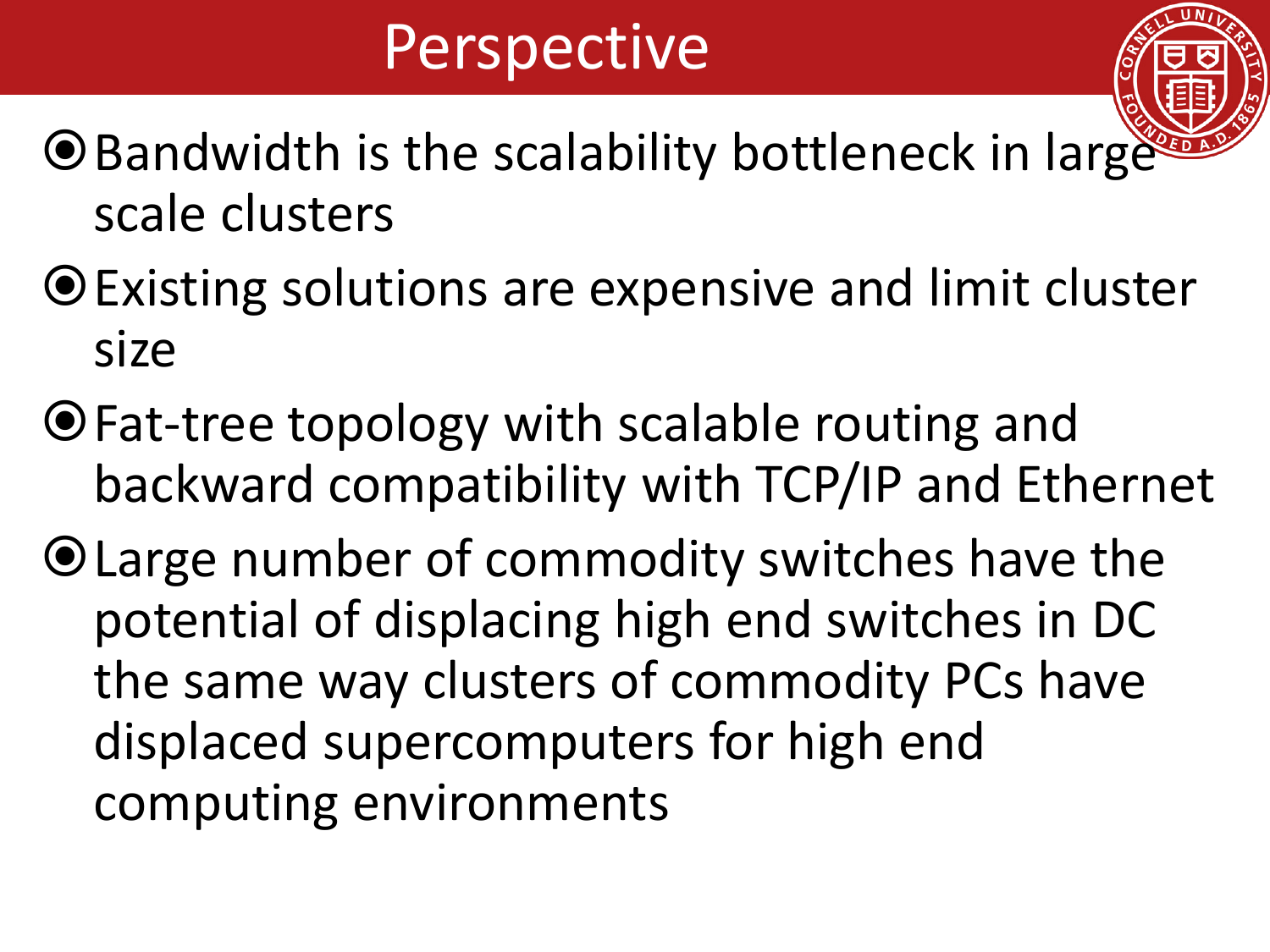# Perspective

- Bandwidth is the scalability bottleneck in large scale clusters
- Existing solutions are expensive and limit cluster size
- Fat-tree topology with scalable routing and backward compatibility with TCP/IP and Ethernet
- Large number of commodity switches have the potential of displacing high end switches in DC the same way clusters of commodity PCs have displaced supercomputers for high end computing environments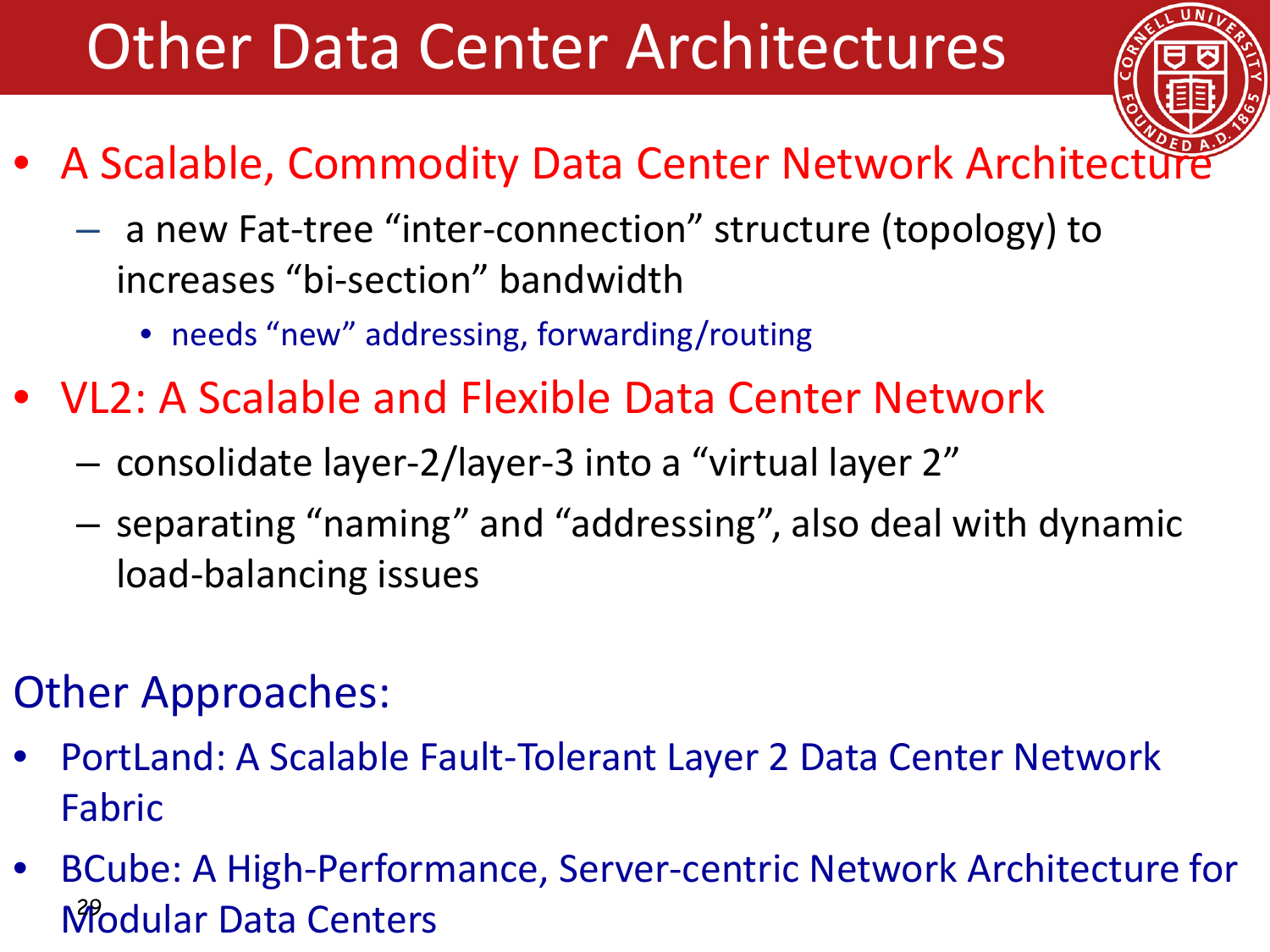# Other Data Center Architectures

- A Scalable, Commodity Data Center Network Architecture
  - a new Fat-tree "inter-connection" structure (topology) to increases "bi-section" bandwidth
    - needs "new" addressing, forwarding/routing
- VL2: A Scalable and Flexible Data Center Network
  - consolidate layer-2/layer-3 into a "virtual layer 2"
  - separating "naming" and "addressing", also deal with dynamic load-balancing issues

Other Approaches:

- PortLand: A Scalable Fault-Tolerant Layer 2 Data Center Network Fabric
- BCube: A High-Performance, Server-centric Network Architecture for Modular Data Centers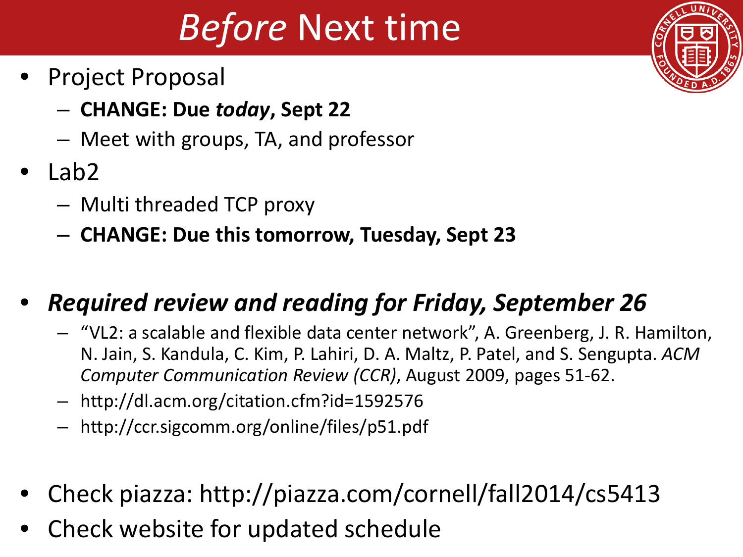# *Before* Next time

- Project Proposal
  - **CHANGE: Due *today*, Sept 22**
  - Meet with groups, TA, and professor
- Lab2
  - Multi threaded TCP proxy
  - **CHANGE: Due this tomorrow, Tuesday, Sept 23**

- ***Required review and reading for Friday, September 26***
  - "VL2: a scalable and flexible data center network", A. Greenberg, J. R. Hamilton, N. Jain, S. Kandula, C. Kim, P. Lahiri, D. A. Maltz, P. Patel, and S. Sengupta. *ACM Computer Communication Review (CCR)*, August 2009, pages 51-62.
  - http://dl.acm.org/citation.cfm?id=1592576
  - http://ccr.sigcomm.org/online/files/p51.pdf

- Check piazza: http://piazza.com/cornell/fall2014/cs5413
- Check website for updated schedule